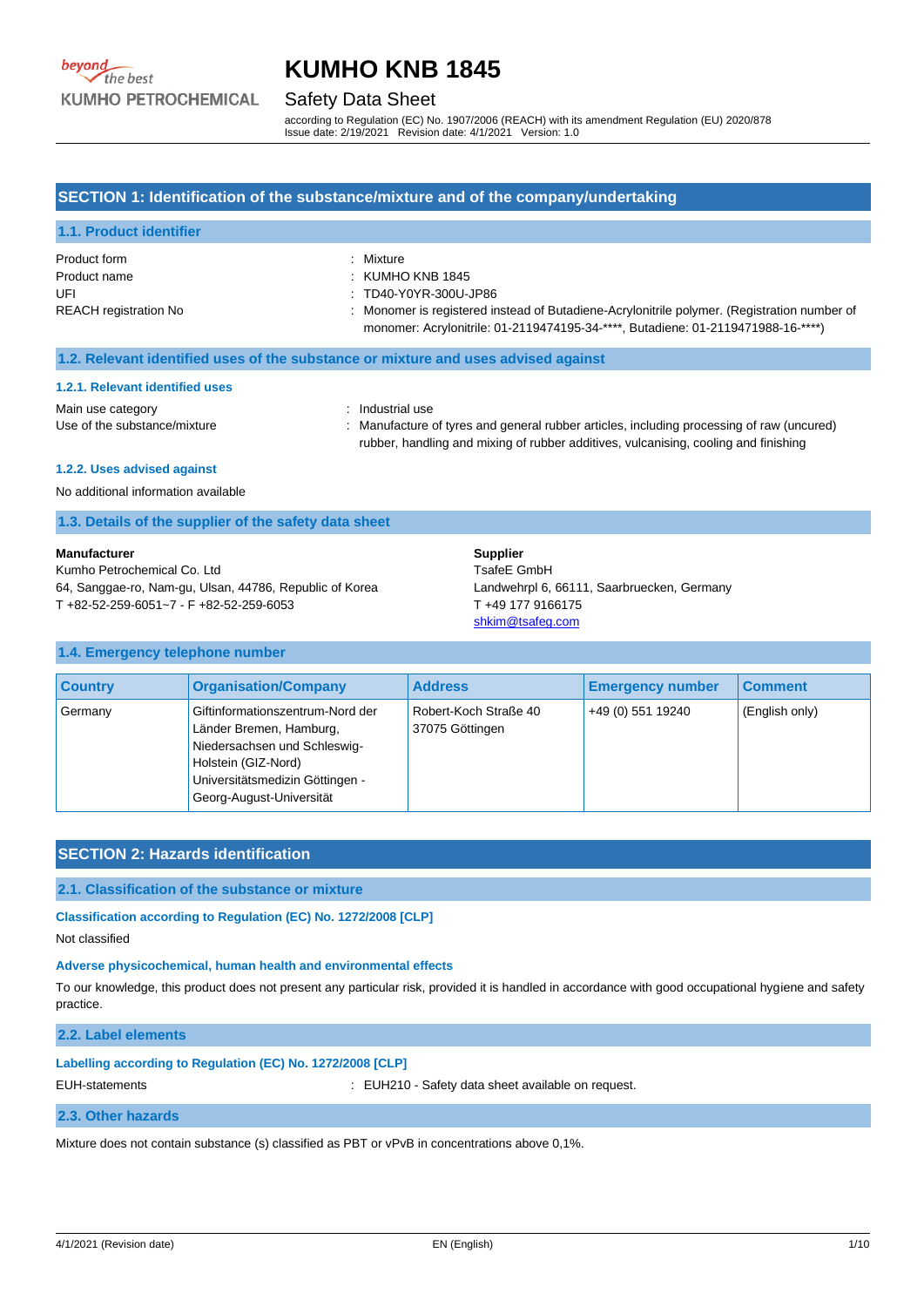# KUMHO KNB 1845

## Safety Data Sheet

according to Regulation (EC) No. 1907/2006 (REACH) with its amendment Regulation (EU) 2020/878
Issue date: 2/19/2021 Revision date: 4/1/2021 Version: 1.0

## SECTION 1: Identification of the substance/mixture and of the company/undertaking

### 1.1. Product identifier

| | |
|---|---|
| Product form | : Mixture |
| Product name | : KUMHO KNB 1845 |
| UFI | : TD40-Y0YR-300U-JP86 |
| REACH registration No | : Monomer is registered instead of Butadiene-Acrylonitrile polymer. (Registration number of monomer: Acrylonitrile: 01-2119474195-34-****, Butadiene: 01-2119471988-16-****) |

### 1.2. Relevant identified uses of the substance or mixture and uses advised against

#### 1.2.1. Relevant identified uses

| | |
|---|---|
| Main use category | : Industrial use |
| Use of the substance/mixture | : Manufacture of tyres and general rubber articles, including processing of raw (uncured) rubber, handling and mixing of rubber additives, vulcanising, cooling and finishing |

#### 1.2.2. Uses advised against

No additional information available

### 1.3. Details of the supplier of the safety data sheet

**Manufacturer**
Kumho Petrochemical Co. Ltd
64, Sanggae-ro, Nam-gu, Ulsan, 44786, Republic of Korea
T +82-52-259-6051~7 - F +82-52-259-6053

**Supplier**
TsafeE GmbH
Landwehrpl 6, 66111, Saarbruecken, Germany
T +49 177 9166175
shkim@tsafeg.com

### 1.4. Emergency telephone number

| Country | Organisation/Company | Address | Emergency number | Comment |
|---|---|---|---|---|
| Germany | Giftinformationszentrum-Nord der Länder Bremen, Hamburg, Niedersachsen und Schleswig-Holstein (GIZ-Nord) Universitätsmedizin Göttingen - Georg-August-Universität | Robert-Koch Straße 40 37075 Göttingen | +49 (0) 551 19240 | (English only) |

## SECTION 2: Hazards identification

### 2.1. Classification of the substance or mixture

**Classification according to Regulation (EC) No. 1272/2008 [CLP]**

Not classified

**Adverse physicochemical, human health and environmental effects**

To our knowledge, this product does not present any particular risk, provided it is handled in accordance with good occupational hygiene and safety practice.

### 2.2. Label elements

**Labelling according to Regulation (EC) No. 1272/2008 [CLP]**

| | |
|---|---|
| EUH-statements | : EUH210 - Safety data sheet available on request. |

### 2.3. Other hazards

Mixture does not contain substance (s) classified as PBT or vPvB in concentrations above 0,1%.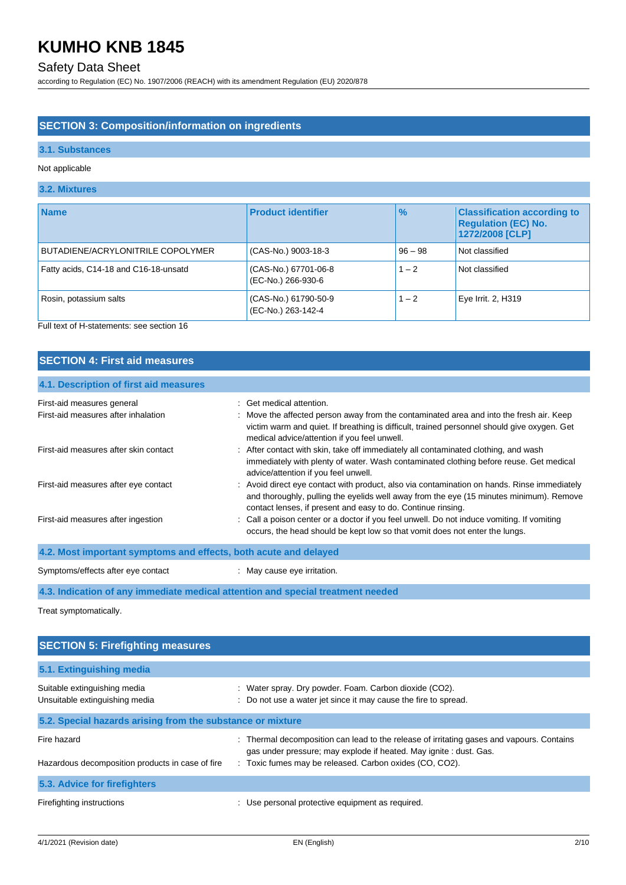## SECTION 3: Composition/information on ingredients

### 3.1. Substances

Not applicable

### 3.2. Mixtures

| Name | Product identifier | % | Classification according to Regulation (EC) No. 1272/2008 [CLP] |
|---|---|---|---|
| BUTADIENE/ACRYLONITRILE COPOLYMER | (CAS-No.) 9003-18-3 | 96 – 98 | Not classified |
| Fatty acids, C14-18 and C16-18-unsatd | (CAS-No.) 67701-06-8<br>(EC-No.) 266-930-6 | 1 – 2 | Not classified |
| Rosin, potassium salts | (CAS-No.) 61790-50-9<br>(EC-No.) 263-142-4 | 1 – 2 | Eye Irrit. 2, H319 |

Full text of H-statements: see section 16

## SECTION 4: First aid measures

### 4.1. Description of first aid measures

First-aid measures general : Get medical attention.

First-aid measures after inhalation : Move the affected person away from the contaminated area and into the fresh air. Keep victim warm and quiet. If breathing is difficult, trained personnel should give oxygen. Get medical advice/attention if you feel unwell.

First-aid measures after skin contact : After contact with skin, take off immediately all contaminated clothing, and wash immediately with plenty of water. Wash contaminated clothing before reuse. Get medical advice/attention if you feel unwell.

First-aid measures after eye contact : Avoid direct eye contact with product, also via contamination on hands. Rinse immediately and thoroughly, pulling the eyelids well away from the eye (15 minutes minimum). Remove contact lenses, if present and easy to do. Continue rinsing.

First-aid measures after ingestion : Call a poison center or a doctor if you feel unwell. Do not induce vomiting. If vomiting occurs, the head should be kept low so that vomit does not enter the lungs.

### 4.2. Most important symptoms and effects, both acute and delayed

Symptoms/effects after eye contact : May cause eye irritation.

### 4.3. Indication of any immediate medical attention and special treatment needed

Treat symptomatically.

## SECTION 5: Firefighting measures

### 5.1. Extinguishing media

Suitable extinguishing media : Water spray. Dry powder. Foam. Carbon dioxide ($CO_2$).

Unsuitable extinguishing media : Do not use a water jet since it may cause the fire to spread.

### 5.2. Special hazards arising from the substance or mixture

Fire hazard : Thermal decomposition can lead to the release of irritating gases and vapours. Contains gas under pressure; may explode if heated. May ignite : dust. Gas.

Hazardous decomposition products in case of fire : Toxic fumes may be released. Carbon oxides (CO, $CO_2$).

### 5.3. Advice for firefighters

Firefighting instructions : Use personal protective equipment as required.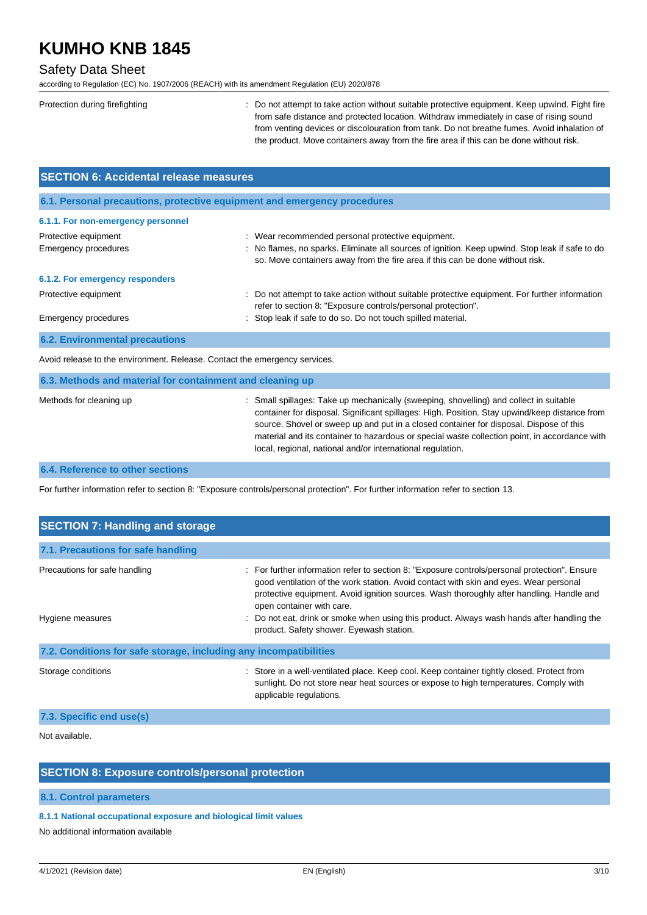| | |
|---|---|
| Protection during firefighting | : Do not attempt to take action without suitable protective equipment. Keep upwind. Fight fire from safe distance and protected location. Withdraw immediately in case of rising sound from venting devices or discolouration from tank. Do not breathe fumes. Avoid inhalation of the product. Move containers away from the fire area if this can be done without risk. |

## SECTION 6: Accidental release measures

### 6.1. Personal precautions, protective equipment and emergency procedures

#### 6.1.1. For non-emergency personnel

| | |
|---|---|
| Protective equipment | : Wear recommended personal protective equipment. |
| Emergency procedures | : No flames, no sparks. Eliminate all sources of ignition. Keep upwind. Stop leak if safe to do so. Move containers away from the fire area if this can be done without risk. |

#### 6.1.2. For emergency responders

| | |
|---|---|
| Protective equipment | : Do not attempt to take action without suitable protective equipment. For further information refer to section 8: "Exposure controls/personal protection". |
| Emergency procedures | : Stop leak if safe to do so. Do not touch spilled material. |

### 6.2. Environmental precautions

Avoid release to the environment. Release. Contact the emergency services.

### 6.3. Methods and material for containment and cleaning up

| | |
|---|---|
| Methods for cleaning up | : Small spillages: Take up mechanically (sweeping, shovelling) and collect in suitable container for disposal. Significant spillages: High. Position. Stay upwind/keep distance from source. Shovel or sweep up and put in a closed container for disposal. Dispose of this material and its container to hazardous or special waste collection point, in accordance with local, regional, national and/or international regulation. |

### 6.4. Reference to other sections

For further information refer to section 8: "Exposure controls/personal protection". For further information refer to section 13.

## SECTION 7: Handling and storage

### 7.1. Precautions for safe handling

| | |
|---|---|
| Precautions for safe handling | : For further information refer to section 8: "Exposure controls/personal protection". Ensure good ventilation of the work station. Avoid contact with skin and eyes. Wear protective equipment. Avoid ignition sources. Wash thoroughly after handling. Handle and open container with care. |
| Hygiene measures | : Do not eat, drink or smoke when using this product. Always wash hands after handling the product. Safety shower. Eyewash station. |

### 7.2. Conditions for safe storage, including any incompatibilities

| | |
|---|---|
| Storage conditions | : Store in a well-ventilated place. Keep cool. Keep container tightly closed. Protect from sunlight. Do not store near heat sources or expose to high temperatures. Comply with applicable regulations. |

### 7.3. Specific end use(s)

Not available.

## SECTION 8: Exposure controls/personal protection

### 8.1. Control parameters

#### 8.1.1 National occupational exposure and biological limit values

No additional information available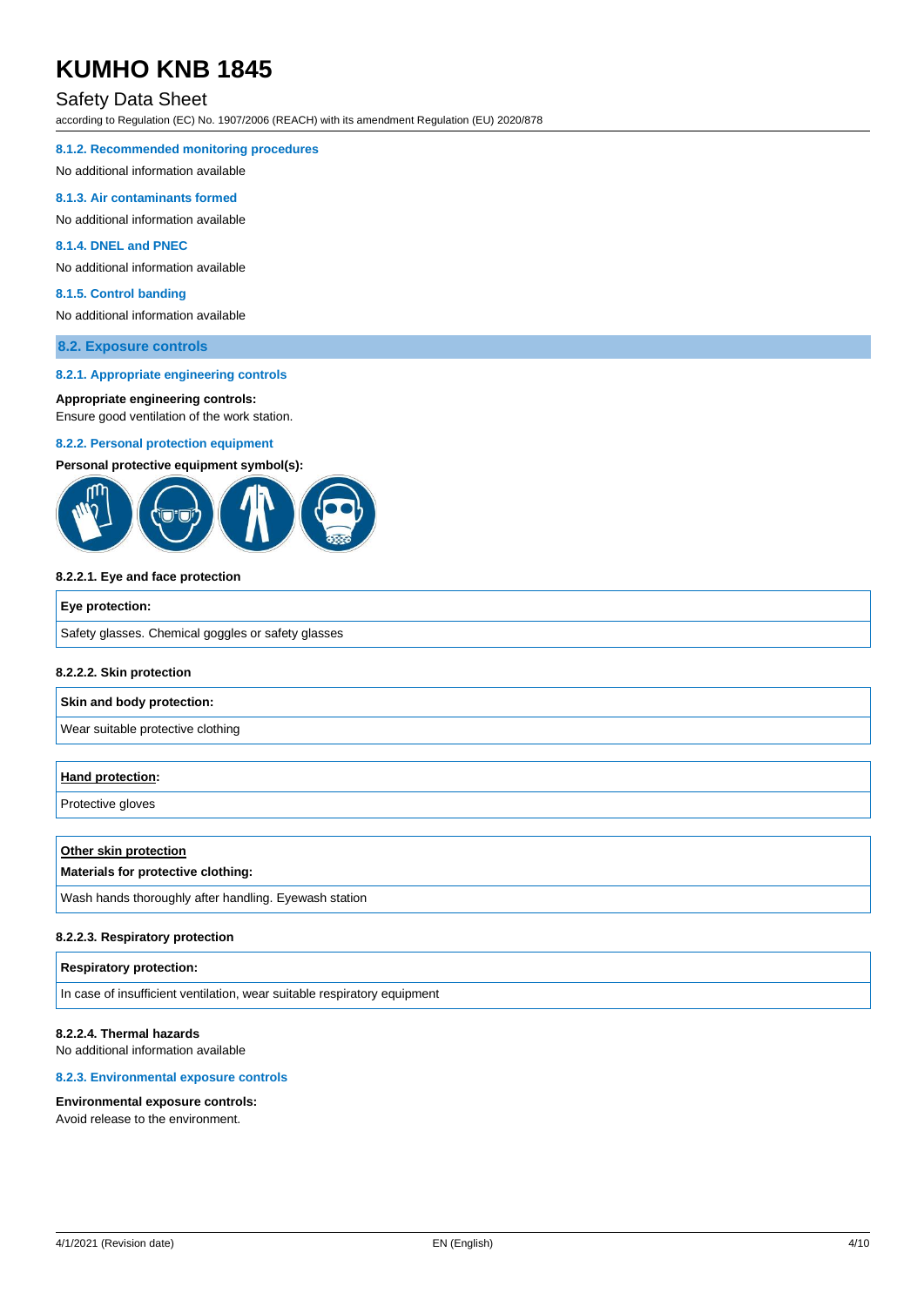#### 8.1.2. Recommended monitoring procedures

No additional information available

#### 8.1.3. Air contaminants formed

No additional information available

#### 8.1.4. DNEL and PNEC

No additional information available

#### 8.1.5. Control banding

No additional information available

### 8.2. Exposure controls

#### 8.2.1. Appropriate engineering controls

**Appropriate engineering controls:**
Ensure good ventilation of the work station.

#### 8.2.2. Personal protection equipment

**Personal protective equipment symbol(s):**

**8.2.2.1. Eye and face protection**

| Eye protection: |
|---|
| Safety glasses. Chemical goggles or safety glasses |

**8.2.2.2. Skin protection**

| Skin and body protection: |
|---|
| Wear suitable protective clothing |

| Hand protection: |
|---|
| Protective gloves |

| Other skin protection<br>Materials for protective clothing: |
|---|
| Wash hands thoroughly after handling. Eyewash station |

**8.2.2.3. Respiratory protection**

| Respiratory protection: |
|---|
| In case of insufficient ventilation, wear suitable respiratory equipment |

**8.2.2.4. Thermal hazards**
No additional information available

#### 8.2.3. Environmental exposure controls

**Environmental exposure controls:**
Avoid release to the environment.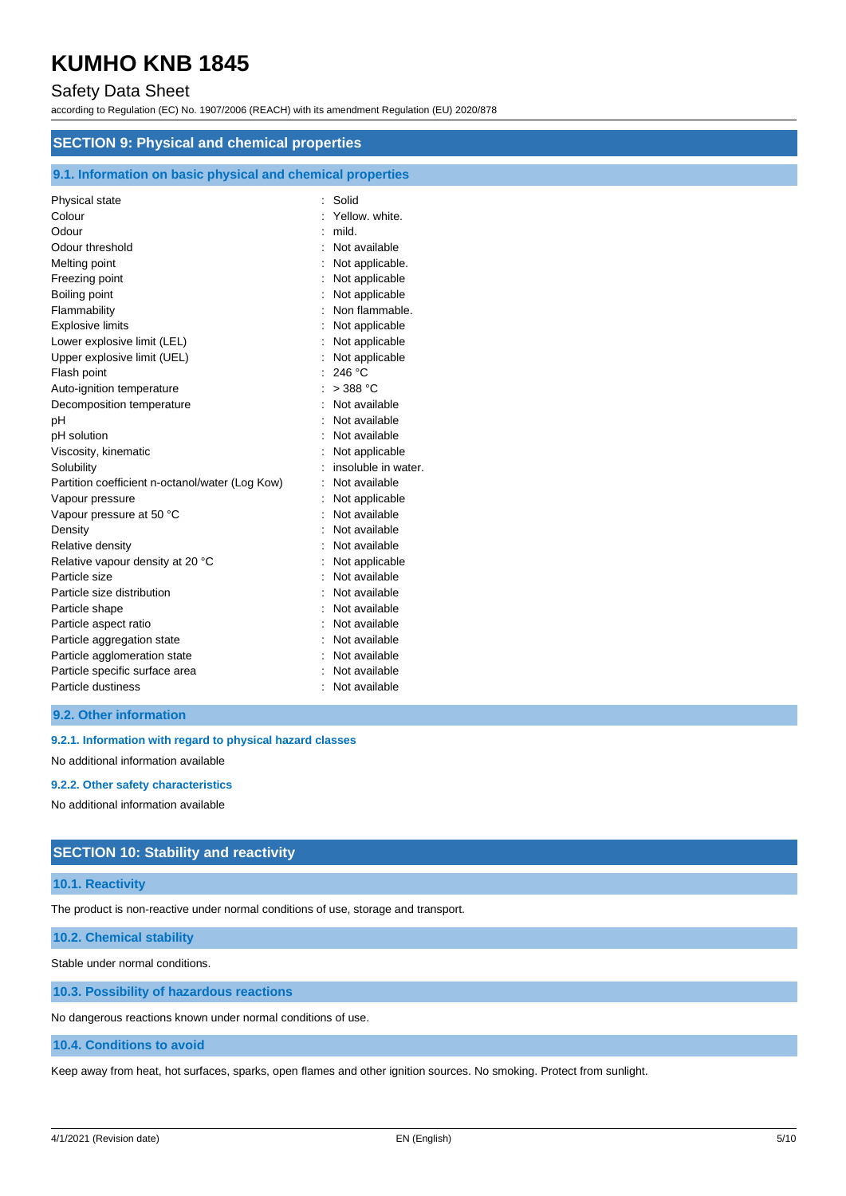## SECTION 9: Physical and chemical properties

### 9.1. Information on basic physical and chemical properties

| | |
|---|---|
| Physical state | : Solid |
| Colour | : Yellow. white. |
| Odour | : mild. |
| Odour threshold | : Not available |
| Melting point | : Not applicable. |
| Freezing point | : Not applicable |
| Boiling point | : Not applicable |
| Flammability | : Non flammable. |
| Explosive limits | : Not applicable |
| Lower explosive limit (LEL) | : Not applicable |
| Upper explosive limit (UEL) | : Not applicable |
| Flash point | : 246 °C |
| Auto-ignition temperature | : > 388 °C |
| Decomposition temperature | : Not available |
| pH | : Not available |
| pH solution | : Not available |
| Viscosity, kinematic | : Not applicable |
| Solubility | : insoluble in water. |
| Partition coefficient n-octanol/water (Log Kow) | : Not available |
| Vapour pressure | : Not applicable |
| Vapour pressure at 50 °C | : Not available |
| Density | : Not available |
| Relative density | : Not available |
| Relative vapour density at 20 °C | : Not applicable |
| Particle size | : Not available |
| Particle size distribution | : Not available |
| Particle shape | : Not available |
| Particle aspect ratio | : Not available |
| Particle aggregation state | : Not available |
| Particle agglomeration state | : Not available |
| Particle specific surface area | : Not available |
| Particle dustiness | : Not available |

### 9.2. Other information

#### 9.2.1. Information with regard to physical hazard classes

No additional information available

#### 9.2.2. Other safety characteristics

No additional information available

## SECTION 10: Stability and reactivity

### 10.1. Reactivity

The product is non-reactive under normal conditions of use, storage and transport.

### 10.2. Chemical stability

Stable under normal conditions.

### 10.3. Possibility of hazardous reactions

No dangerous reactions known under normal conditions of use.

### 10.4. Conditions to avoid

Keep away from heat, hot surfaces, sparks, open flames and other ignition sources. No smoking. Protect from sunlight.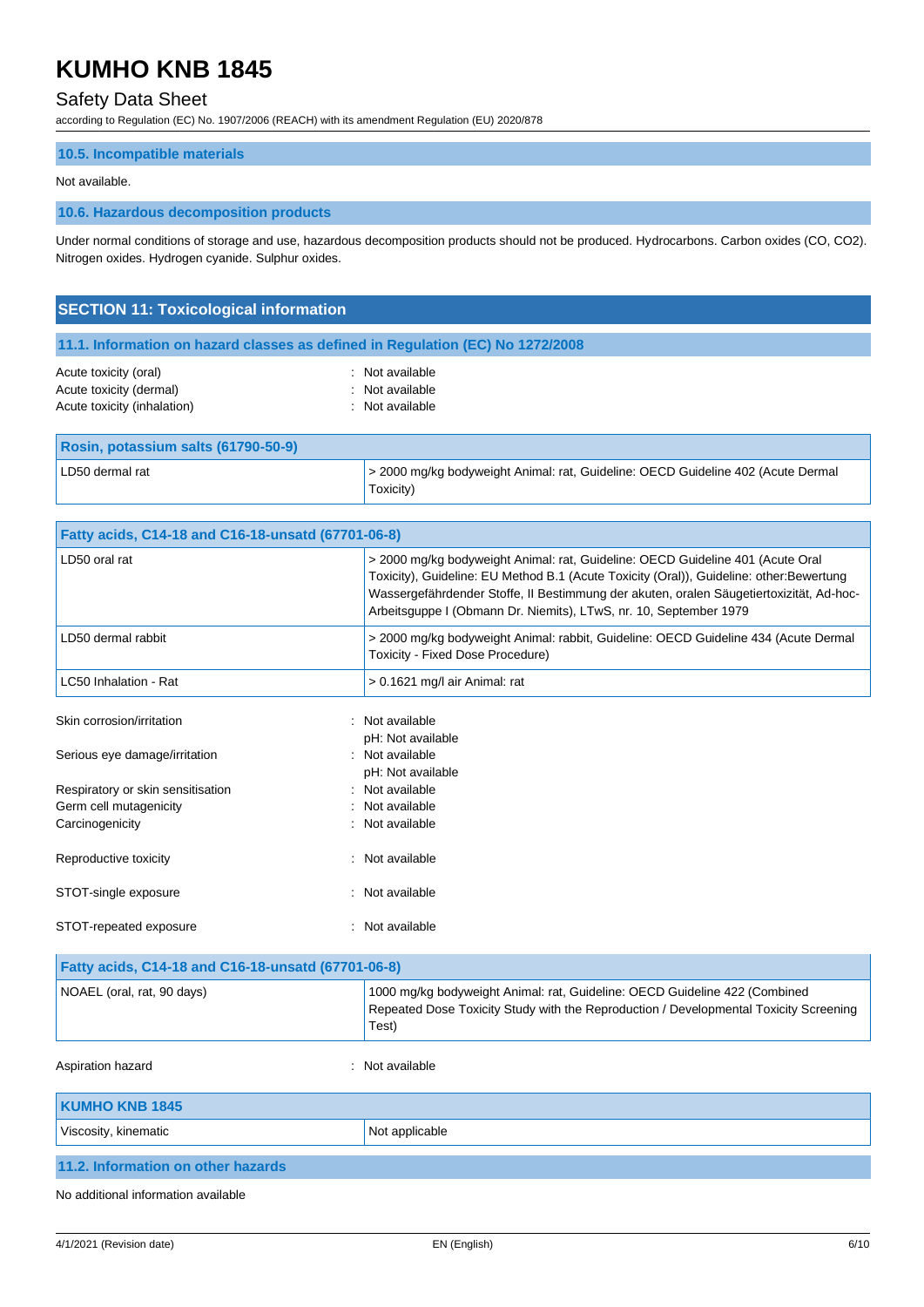### 10.5. Incompatible materials

Not available.

### 10.6. Hazardous decomposition products

Under normal conditions of storage and use, hazardous decomposition products should not be produced. Hydrocarbons. Carbon oxides (CO, CO2). Nitrogen oxides. Hydrogen cyanide. Sulphur oxides.

## SECTION 11: Toxicological information

### 11.1. Information on hazard classes as defined in Regulation (EC) No 1272/2008

Acute toxicity (oral) : Not available
Acute toxicity (dermal) : Not available
Acute toxicity (inhalation) : Not available

| Rosin, potassium salts (61790-50-9) | |
|---|---|
| LD50 dermal rat | > 2000 mg/kg bodyweight Animal: rat, Guideline: OECD Guideline 402 (Acute Dermal Toxicity) |

| Fatty acids, C14-18 and C16-18-unsatd (67701-06-8) | |
|---|---|
| LD50 oral rat | > 2000 mg/kg bodyweight Animal: rat, Guideline: OECD Guideline 401 (Acute Oral Toxicity), Guideline: EU Method B.1 (Acute Toxicity (Oral)), Guideline: other:Bewertung Wassergefährdender Stoffe, II Bestimmung der akuten, oralen Säugetiertoxizität, Ad-hoc-Arbeitsguppe I (Obmann Dr. Niemits), LTwS, nr. 10, September 1979 |
| LD50 dermal rabbit | > 2000 mg/kg bodyweight Animal: rabbit, Guideline: OECD Guideline 434 (Acute Dermal Toxicity - Fixed Dose Procedure) |
| LC50 Inhalation - Rat | > 0.1621 mg/l air Animal: rat |

Skin corrosion/irritation : Not available
pH: Not available
Serious eye damage/irritation : Not available
pH: Not available
Respiratory or skin sensitisation : Not available
Germ cell mutagenicity : Not available
Carcinogenicity : Not available

Reproductive toxicity : Not available

STOT-single exposure : Not available

STOT-repeated exposure : Not available

| Fatty acids, C14-18 and C16-18-unsatd (67701-06-8) | |
|---|---|
| NOAEL (oral, rat, 90 days) | 1000 mg/kg bodyweight Animal: rat, Guideline: OECD Guideline 422 (Combined Repeated Dose Toxicity Study with the Reproduction / Developmental Toxicity Screening Test) |

Aspiration hazard : Not available

| KUMHO KNB 1845 | |
|---|---|
| Viscosity, kinematic | Not applicable |

### 11.2. Information on other hazards

No additional information available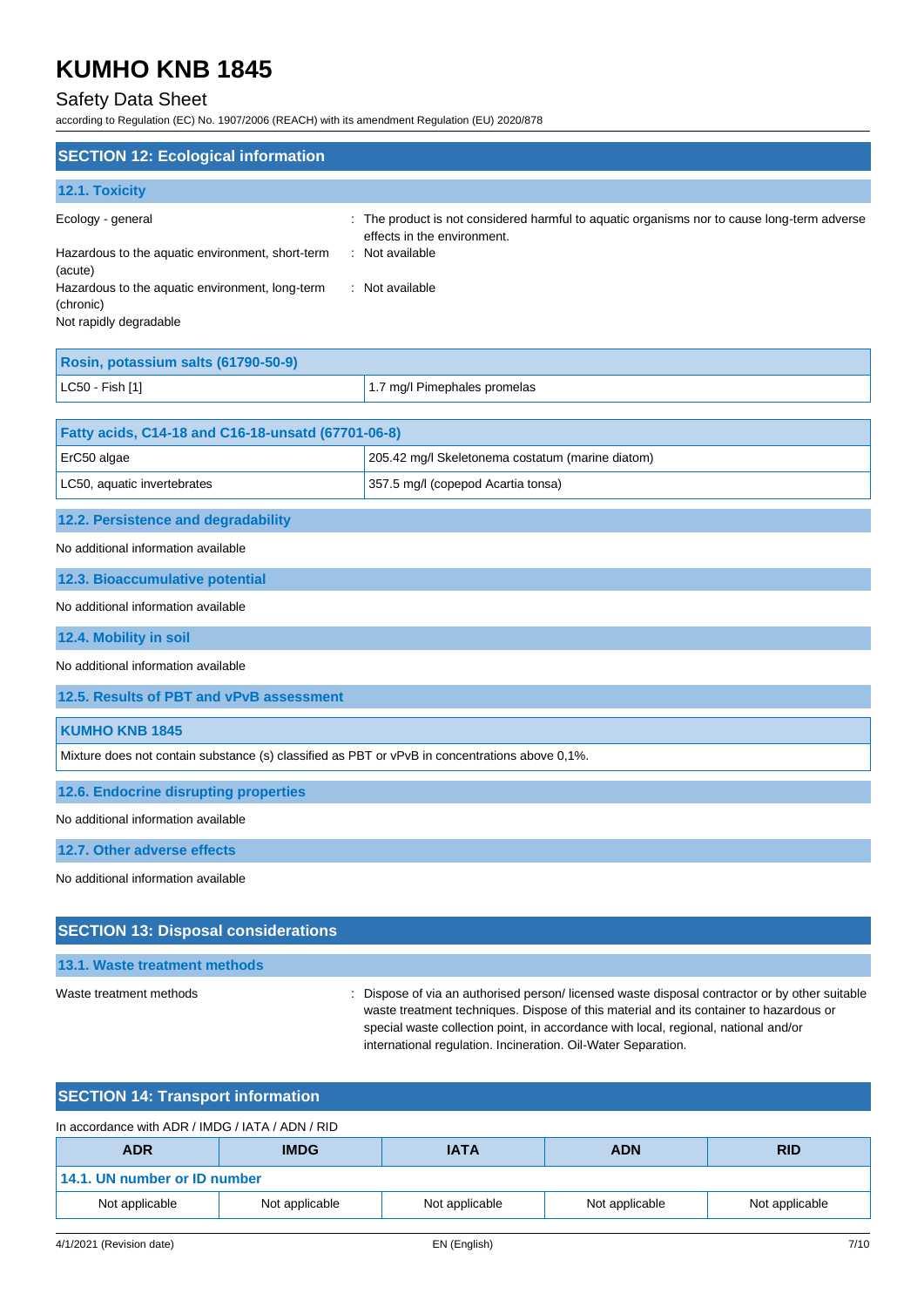## SECTION 12: Ecological information

### 12.1. Toxicity

| | |
|---|---|
| Ecology - general | : The product is not considered harmful to aquatic organisms nor to cause long-term adverse effects in the environment. |
| Hazardous to the aquatic environment, short-term (acute) | : Not available |
| Hazardous to the aquatic environment, long-term (chronic) | : Not available |
| Not rapidly degradable | |

| Rosin, potassium salts (61790-50-9) | |
|---|---|
| LC50 - Fish [1] | 1.7 mg/l Pimephales promelas |

| Fatty acids, C14-18 and C16-18-unsatd (67701-06-8) | |
|---|---|
| ErC50 algae | 205.42 mg/l Skeletonema costatum (marine diatom) |
| LC50, aquatic invertebrates | 357.5 mg/l (copepod Acartia tonsa) |

### 12.2. Persistence and degradability

No additional information available

### 12.3. Bioaccumulative potential

No additional information available

### 12.4. Mobility in soil

No additional information available

### 12.5. Results of PBT and vPvB assessment

| KUMHO KNB 1845 |
|---|
| Mixture does not contain substance (s) classified as PBT or vPvB in concentrations above 0,1%. |

### 12.6. Endocrine disrupting properties

No additional information available

### 12.7. Other adverse effects

No additional information available

## SECTION 13: Disposal considerations

### 13.1. Waste treatment methods

| | |
|---|---|
| Waste treatment methods | : Dispose of via an authorised person/ licensed waste disposal contractor or by other suitable waste treatment techniques. Dispose of this material and its container to hazardous or special waste collection point, in accordance with local, regional, national and/or international regulation. Incineration. Oil-Water Separation. |

## SECTION 14: Transport information

In accordance with ADR / IMDG / IATA / ADN / RID

| ADR | IMDG | IATA | ADN | RID |
|---|---|---|---|---|
| **14.1. UN number or ID number** | | | | |
| Not applicable | Not applicable | Not applicable | Not applicable | Not applicable |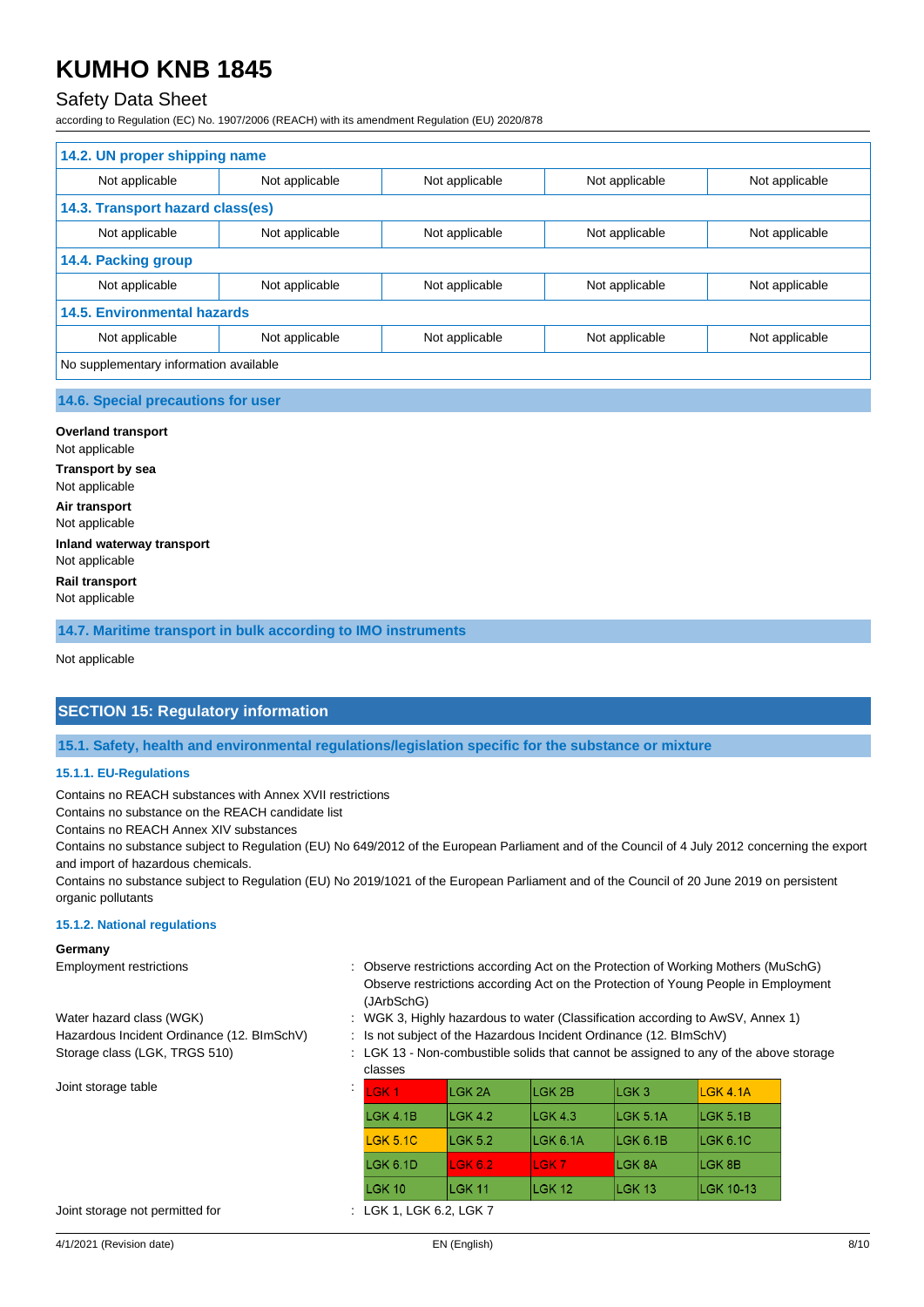| 14.2. UN proper shipping name | | | | |
|---|---|---|---|---|
| Not applicable | Not applicable | Not applicable | Not applicable | Not applicable |
| **14.3. Transport hazard class(es)** | | | | |
| Not applicable | Not applicable | Not applicable | Not applicable | Not applicable |
| **14.4. Packing group** | | | | |
| Not applicable | Not applicable | Not applicable | Not applicable | Not applicable |
| **14.5. Environmental hazards** | | | | |
| Not applicable | Not applicable | Not applicable | Not applicable | Not applicable |
| No supplementary information available | | | | |

### 14.6. Special precautions for user

**Overland transport**
Not applicable

**Transport by sea**
Not applicable

**Air transport**
Not applicable

**Inland waterway transport**
Not applicable

**Rail transport**
Not applicable

### 14.7. Maritime transport in bulk according to IMO instruments

Not applicable

## SECTION 15: Regulatory information

### 15.1. Safety, health and environmental regulations/legislation specific for the substance or mixture

#### 15.1.1. EU-Regulations

Contains no REACH substances with Annex XVII restrictions
Contains no substance on the REACH candidate list
Contains no REACH Annex XIV substances
Contains no substance subject to Regulation (EU) No 649/2012 of the European Parliament and of the Council of 4 July 2012 concerning the export and import of hazardous chemicals.
Contains no substance subject to Regulation (EU) No 2019/1021 of the European Parliament and of the Council of 20 June 2019 on persistent organic pollutants

#### 15.1.2. National regulations

**Germany**

Employment restrictions : Observe restrictions according Act on the Protection of Working Mothers (MuSchG)
Observe restrictions according Act on the Protection of Young People in Employment (JArbSchG)

Water hazard class (WGK) : WGK 3, Highly hazardous to water (Classification according to AwSV, Annex 1)

Hazardous Incident Ordinance (12. BImSchV) : Is not subject of the Hazardous Incident Ordinance (12. BImSchV)

Storage class (LGK, TRGS 510) : LGK 13 - Non-combustible solids that cannot be assigned to any of the above storage classes

Joint storage table :

| | | | | |
|---|---|---|---|---|
| LGK 1 | LGK 2A | LGK 2B | LGK 3 | LGK 4.1A |
| LGK 4.1B | LGK 4.2 | LGK 4.3 | LGK 5.1A | LGK 5.1B |
| LGK 5.1C | LGK 5.2 | LGK 6.1A | LGK 6.1B | LGK 6.1C |
| LGK 6.1D | LGK 6.2 | LGK 7 | LGK 8A | LGK 8B |
| LGK 10 | LGK 11 | LGK 12 | LGK 13 | LGK 10-13 |

Joint storage not permitted for : LGK 1, LGK 6.2, LGK 7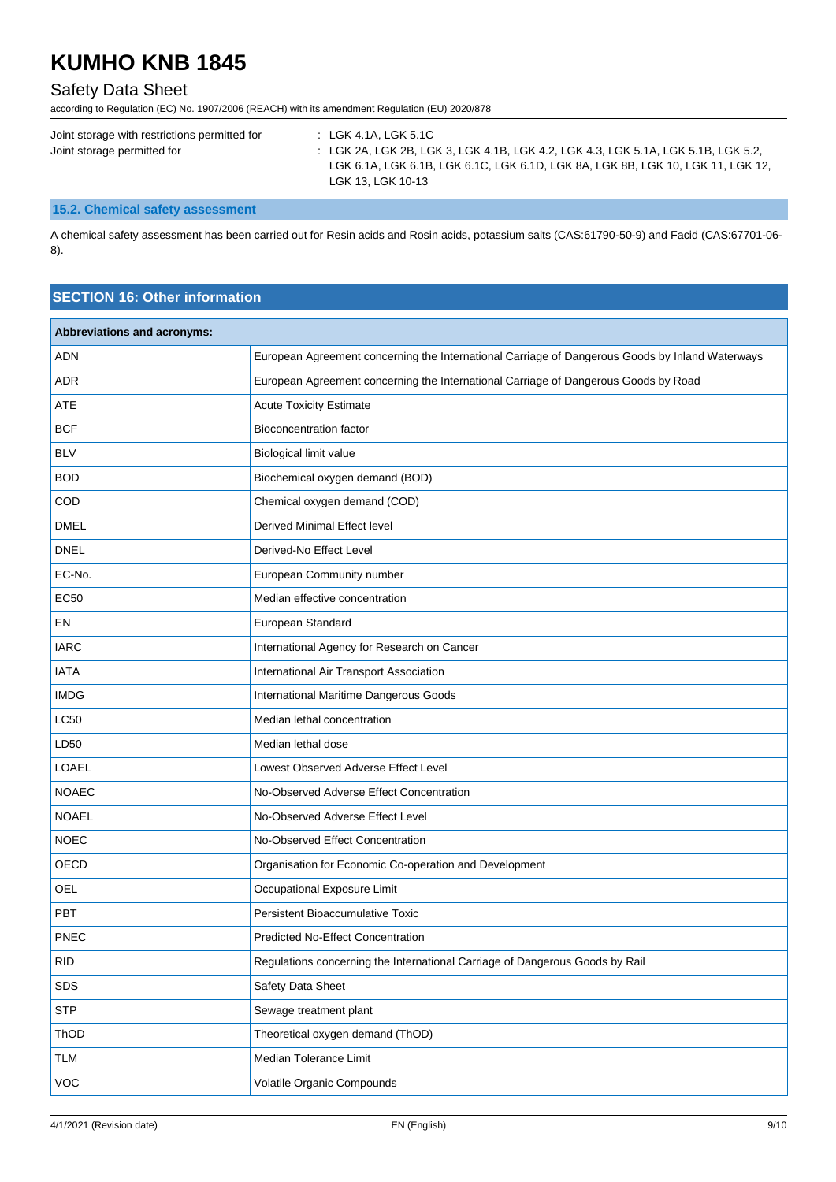Joint storage with restrictions permitted for : LGK 4.1A, LGK 5.1C

Joint storage permitted for : LGK 2A, LGK 2B, LGK 3, LGK 4.1B, LGK 4.2, LGK 4.3, LGK 5.1A, LGK 5.1B, LGK 5.2, LGK 6.1A, LGK 6.1B, LGK 6.1C, LGK 6.1D, LGK 8A, LGK 8B, LGK 10, LGK 11, LGK 12, LGK 13, LGK 10-13

### 15.2. Chemical safety assessment

A chemical safety assessment has been carried out for Resin acids and Rosin acids, potassium salts (CAS:61790-50-9) and Facid (CAS:67701-06-8).

## SECTION 16: Other information

| Abbreviations and acronyms: | |
|---|---|
| ADN | European Agreement concerning the International Carriage of Dangerous Goods by Inland Waterways |
| ADR | European Agreement concerning the International Carriage of Dangerous Goods by Road |
| ATE | Acute Toxicity Estimate |
| BCF | Bioconcentration factor |
| BLV | Biological limit value |
| BOD | Biochemical oxygen demand (BOD) |
| COD | Chemical oxygen demand (COD) |
| DMEL | Derived Minimal Effect level |
| DNEL | Derived-No Effect Level |
| EC-No. | European Community number |
| EC50 | Median effective concentration |
| EN | European Standard |
| IARC | International Agency for Research on Cancer |
| IATA | International Air Transport Association |
| IMDG | International Maritime Dangerous Goods |
| LC50 | Median lethal concentration |
| LD50 | Median lethal dose |
| LOAEL | Lowest Observed Adverse Effect Level |
| NOAEC | No-Observed Adverse Effect Concentration |
| NOAEL | No-Observed Adverse Effect Level |
| NOEC | No-Observed Effect Concentration |
| OECD | Organisation for Economic Co-operation and Development |
| OEL | Occupational Exposure Limit |
| PBT | Persistent Bioaccumulative Toxic |
| PNEC | Predicted No-Effect Concentration |
| RID | Regulations concerning the International Carriage of Dangerous Goods by Rail |
| SDS | Safety Data Sheet |
| STP | Sewage treatment plant |
| ThOD | Theoretical oxygen demand (ThOD) |
| TLM | Median Tolerance Limit |
| VOC | Volatile Organic Compounds |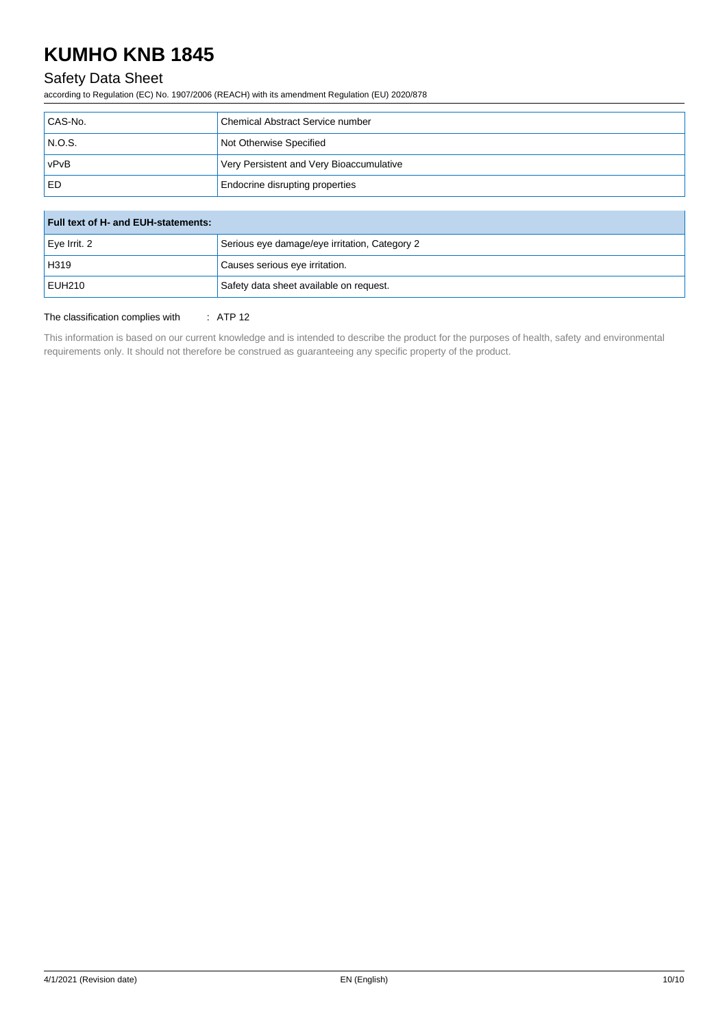| | |
|---|---|
| CAS-No. | Chemical Abstract Service number |
| N.O.S. | Not Otherwise Specified |
| vPvB | Very Persistent and Very Bioaccumulative |
| ED | Endocrine disrupting properties |

| Full text of H- and EUH-statements: | |
|---|---|
| Eye Irrit. 2 | Serious eye damage/eye irritation, Category 2 |
| H319 | Causes serious eye irritation. |
| EUH210 | Safety data sheet available on request. |

The classification complies with : ATP 12

This information is based on our current knowledge and is intended to describe the product for the purposes of health, safety and environmental requirements only. It should not therefore be construed as guaranteeing any specific property of the product.